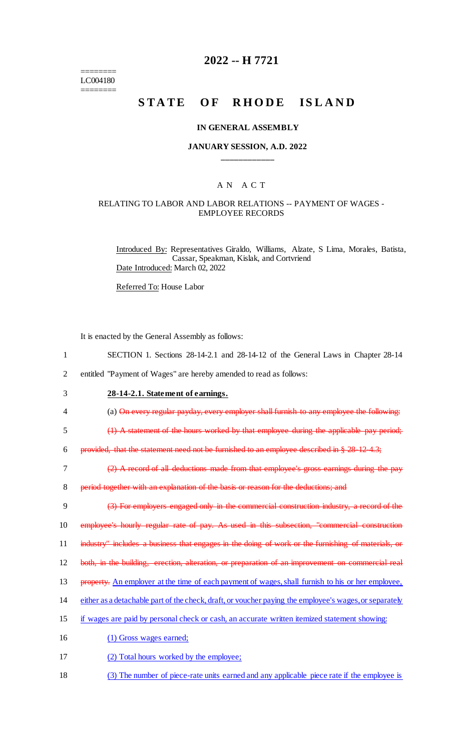========
LC004180
========

# 2022 -- H 7721

# STATE OF RHODE ISLAND

## IN GENERAL ASSEMBLY

### JANUARY SESSION, A.D. 2022

---

## A N A C T

### RELATING TO LABOR AND LABOR RELATIONS -- PAYMENT OF WAGES - EMPLOYEE RECORDS

Introduced By: Representatives Giraldo, Williams, Alzate, S Lima, Morales, Batista, Cassar, Speakman, Kislak, and Cortvriend

Date Introduced: March 02, 2022

Referred To: House Labor

It is enacted by the General Assembly as follows:

1 SECTION 1. Sections 28-14-2.1 and 28-14-12 of the General Laws in Chapter 28-14
2 entitled "Payment of Wages" are hereby amended to read as follows:

3 **28-14-2.1. Statement of earnings.**

4 (a) ~~On every regular payday, every employer shall furnish to any employee the following:~~
5 ~~(1) A statement of the hours worked by that employee during the applicable pay period;~~
6 ~~provided, that the statement need not be furnished to an employee described in § 28-12-4.3;~~
7 ~~(2) A record of all deductions made from that employee's gross earnings during the pay~~
8 ~~period together with an explanation of the basis or reason for the deductions; and~~
9 ~~(3) For employers engaged only in the commercial construction industry, a record of the~~
10 ~~employee's hourly regular rate of pay. As used in this subsection, "commercial construction~~
11 ~~industry" includes a business that engages in the doing of work or the furnishing of materials, or~~
12 ~~both, in the building, erection, alteration, or preparation of an improvement on commercial real~~
13 ~~property.~~ <u>An employer at the time of each payment of wages, shall furnish to his or her employee,</u>
14 <u>either as a detachable part of the check, draft, or voucher paying the employee's wages, or separately</u>
15 <u>if wages are paid by personal check or cash, an accurate written itemized statement showing:</u>
16 <u>(1) Gross wages earned;</u>
17 <u>(2) Total hours worked by the employee;</u>
18 <u>(3) The number of piece-rate units earned and any applicable piece rate if the employee is</u>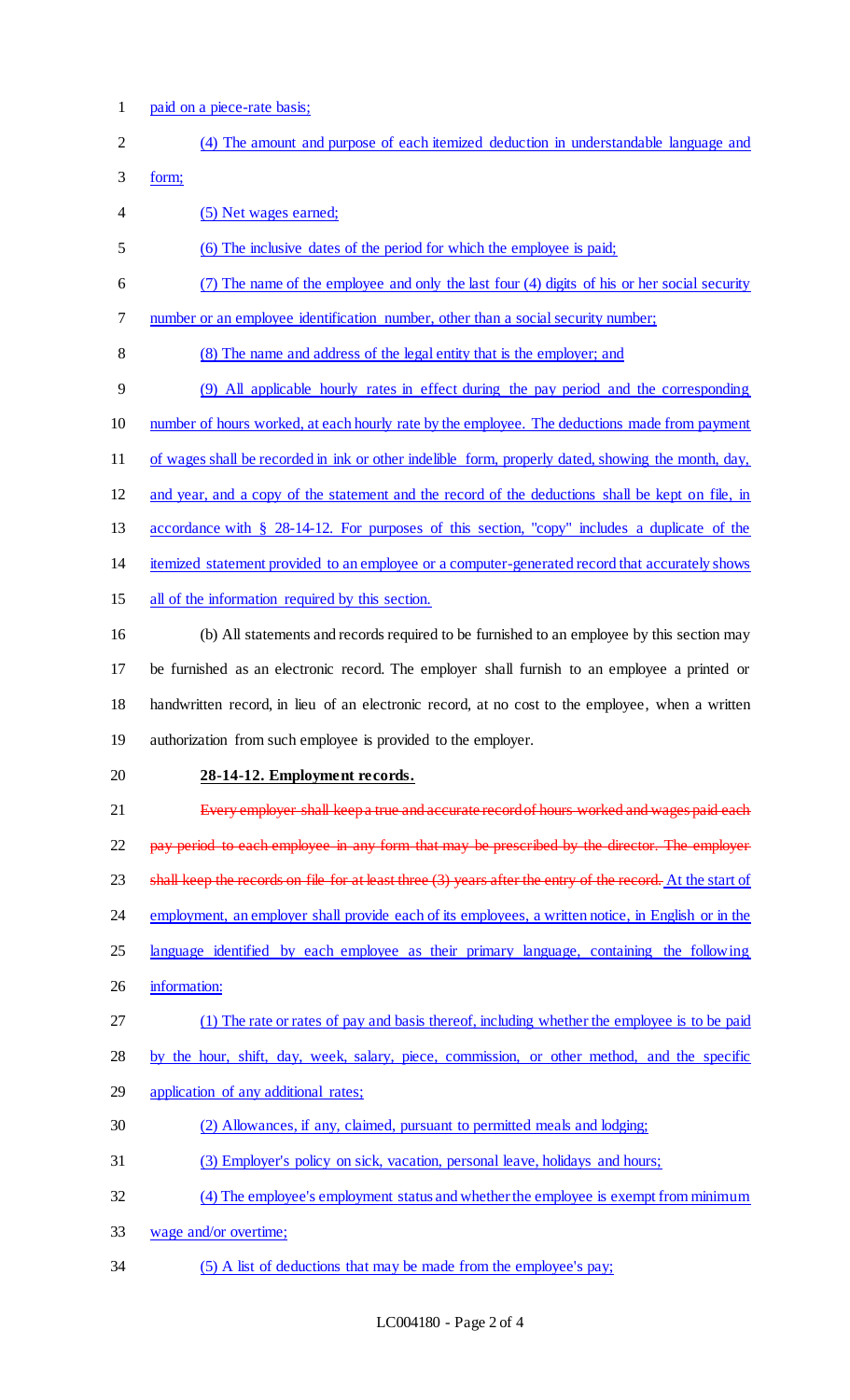paid on a piece-rate basis;

(4) The amount and purpose of each itemized deduction in understandable language and form;

(5) Net wages earned;

(6) The inclusive dates of the period for which the employee is paid;

(7) The name of the employee and only the last four (4) digits of his or her social security number or an employee identification number, other than a social security number;

(8) The name and address of the legal entity that is the employer; and

(9) All applicable hourly rates in effect during the pay period and the corresponding number of hours worked, at each hourly rate by the employee. The deductions made from payment of wages shall be recorded in ink or other indelible form, properly dated, showing the month, day, and year, and a copy of the statement and the record of the deductions shall be kept on file, in accordance with § 28-14-12. For purposes of this section, "copy" includes a duplicate of the itemized statement provided to an employee or a computer-generated record that accurately shows all of the information required by this section.

(b) All statements and records required to be furnished to an employee by this section may be furnished as an electronic record. The employer shall furnish to an employee a printed or handwritten record, in lieu of an electronic record, at no cost to the employee, when a written authorization from such employee is provided to the employer.

**28-14-12. Employment records.**

~~Every employer shall keep a true and accurate record of hours worked and wages paid each pay period to each employee in any form that may be prescribed by the director. The employer shall keep the records on file for at least three (3) years after the entry of the record.~~ At the start of employment, an employer shall provide each of its employees, a written notice, in English or in the language identified by each employee as their primary language, containing the following information:

(1) The rate or rates of pay and basis thereof, including whether the employee is to be paid by the hour, shift, day, week, salary, piece, commission, or other method, and the specific application of any additional rates;

(2) Allowances, if any, claimed, pursuant to permitted meals and lodging;

(3) Employer's policy on sick, vacation, personal leave, holidays and hours;

(4) The employee's employment status and whether the employee is exempt from minimum wage and/or overtime;

(5) A list of deductions that may be made from the employee's pay;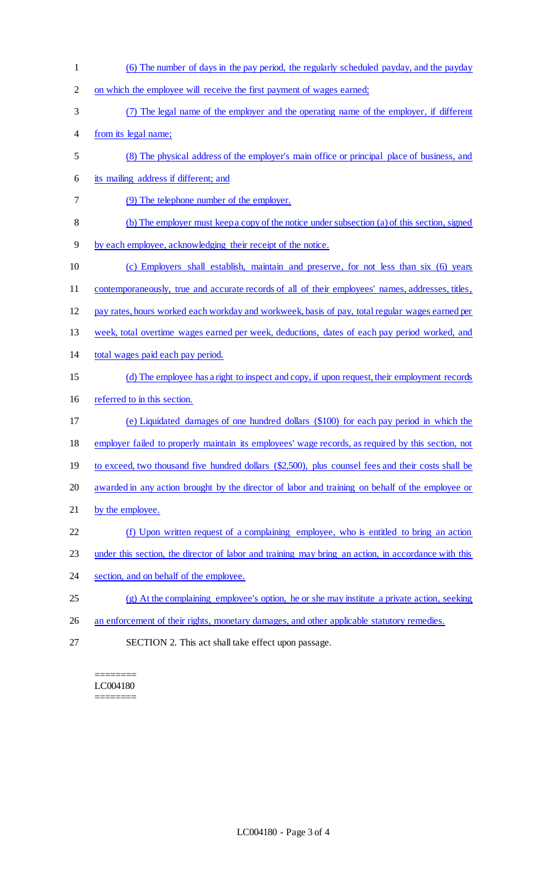(6) The number of days in the pay period, the regularly scheduled payday, and the payday on which the employee will receive the first payment of wages earned;

(7) The legal name of the employer and the operating name of the employer, if different from its legal name;

(8) The physical address of the employer's main office or principal place of business, and its mailing address if different; and

(9) The telephone number of the employer.

(b) The employer must keep a copy of the notice under subsection (a) of this section, signed by each employee, acknowledging their receipt of the notice.

(c) Employers shall establish, maintain and preserve, for not less than six (6) years contemporaneously, true and accurate records of all of their employees' names, addresses, titles, pay rates, hours worked each workday and workweek, basis of pay, total regular wages earned per week, total overtime wages earned per week, deductions, dates of each pay period worked, and total wages paid each pay period.

(d) The employee has a right to inspect and copy, if upon request, their employment records referred to in this section.

(e) Liquidated damages of one hundred dollars ($100) for each pay period in which the employer failed to properly maintain its employees' wage records, as required by this section, not to exceed, two thousand five hundred dollars ($2,500), plus counsel fees and their costs shall be awarded in any action brought by the director of labor and training on behalf of the employee or by the employee.

(f) Upon written request of a complaining employee, who is entitled to bring an action under this section, the director of labor and training may bring an action, in accordance with this section, and on behalf of the employee.

(g) At the complaining employee's option, he or she may institute a private action, seeking an enforcement of their rights, monetary damages, and other applicable statutory remedies.

SECTION 2. This act shall take effect upon passage.

========
LC004180
========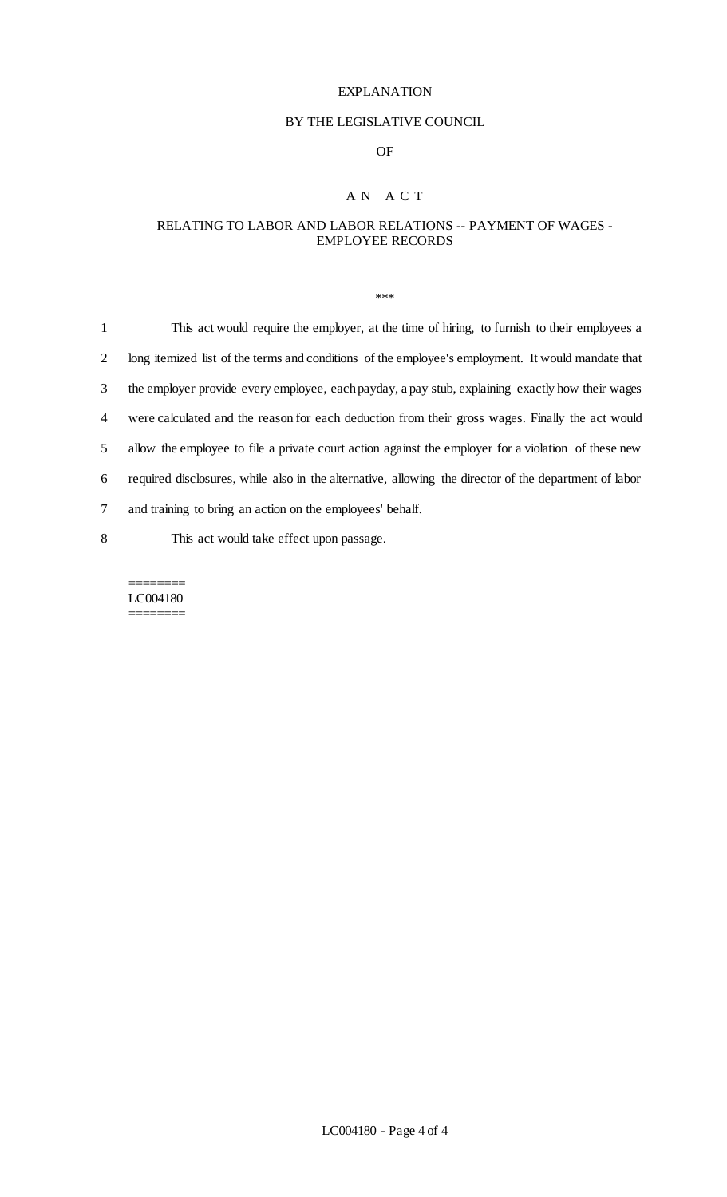EXPLANATION

BY THE LEGISLATIVE COUNCIL

OF

A N A C T

RELATING TO LABOR AND LABOR RELATIONS -- PAYMENT OF WAGES - EMPLOYEE RECORDS

\*\*\*

This act would require the employer, at the time of hiring, to furnish to their employees a long itemized list of the terms and conditions of the employee's employment. It would mandate that the employer provide every employee, each payday, a pay stub, explaining exactly how their wages were calculated and the reason for each deduction from their gross wages. Finally the act would allow the employee to file a private court action against the employer for a violation of these new required disclosures, while also in the alternative, allowing the director of the department of labor and training to bring an action on the employees' behalf.

This act would take effect upon passage.

========
LC004180
========